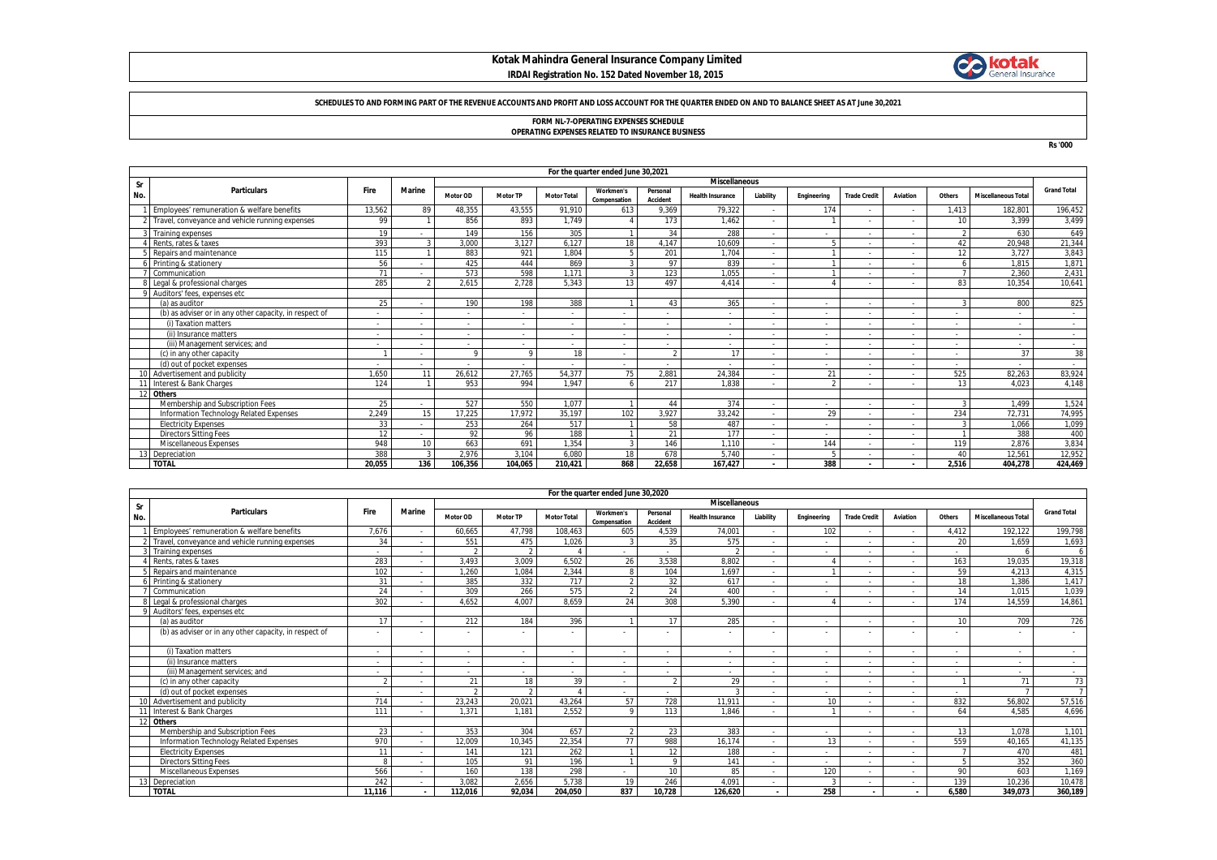# Kotak Mahindra General Insurance Company Limited

**IRDAI Registration No. 152 Dated November 18, 2015**

**SCHEDULES TO AND FORMING PART OF THE REVENUE ACCOUNTS AND PROFIT AND LOSS ACCOUNT FOR THE QUARTER ENDED ON AND TO BALANCE SHEET AS AT June 30,2021**

**FORM NL-7-OPERATING EXPENSES SCHEDULE**
**OPERATING EXPENSES RELATED TO INSURANCE BUSINESS**

Rs '000

| Sr No. | Particulars | For the quarter ended June 30,2021 | | | | | | | | | | | | | | | |
|---|---|---|---|---|---|---|---|---|---|---|---|---|---|---|---|---|---|
| | | Fire | Marine | Miscellaneous | | | | | | | | | | | | | Grand Total |
| | | | | Motor OD | Motor TP | Motor Total | Workmen's Compensation | Personal Accident | Health Insurance | Liability | Engineering | Trade Credit | Aviation | Others | Miscellaneous Total | |
| 1 | Employees' remuneration & welfare benefits | 13,562 | 89 | 48,355 | 43,555 | 91,910 | 613 | 9,369 | 79,322 | - | 174 | - | - | 1,413 | 182,801 | 196,452 |
| 2 | Travel, conveyance and vehicle running expenses | 99 | 1 | 856 | 893 | 1,749 | 4 | 173 | 1,462 | - | 1 | - | - | 10 | 3,399 | 3,499 |
| 3 | Training expenses | 19 | - | 149 | 156 | 305 | 1 | 34 | 288 | - | - | - | - | 2 | 630 | 649 |
| 4 | Rents, rates & taxes | 393 | 3 | 3,000 | 3,127 | 6,127 | 18 | 4,147 | 10,609 | - | 5 | - | - | 42 | 20,948 | 21,344 |
| 5 | Repairs and maintenance | 115 | 1 | 883 | 921 | 1,804 | 5 | 201 | 1,704 | - | 1 | - | - | 12 | 3,727 | 3,843 |
| 6 | Printing & stationery | 56 | - | 425 | 444 | 869 | 3 | 97 | 839 | - | 1 | - | - | 6 | 1,815 | 1,871 |
| 7 | Communication | 71 | - | 573 | 598 | 1,171 | 3 | 123 | 1,055 | - | 1 | - | - | 7 | 2,360 | 2,431 |
| 8 | Legal & professional charges | 285 | 2 | 2,615 | 2,728 | 5,343 | 13 | 497 | 4,414 | - | 4 | - | - | 83 | 10,354 | 10,641 |
| 9 | Auditors' fees, expenses etc | | | | | | | | | | | | | | | |
| | (a) as auditor | 25 | - | 190 | 198 | 388 | 1 | 43 | 365 | - | - | - | - | 3 | 800 | 825 |
| | (b) as adviser or in any other capacity, in respect of | - | - | - | - | - | - | - | - | - | - | - | - | - | - | - |
| | (i) Taxation matters | - | - | - | - | - | - | - | - | - | - | - | - | - | - | - |
| | (ii) Insurance matters | - | - | - | - | - | - | - | - | - | - | - | - | - | - | - |
| | (iii) Management services; and | - | - | - | - | - | - | - | - | - | - | - | - | - | - | - |
| | (c) in any other capacity | 1 | - | 9 | 9 | 18 | - | 2 | 17 | - | - | - | - | - | 37 | 38 |
| | (d) out of pocket expenses | - | - | - | - | - | - | - | - | - | - | - | - | - | - | - |
| 10 | Advertisement and publicity | 1,650 | 11 | 26,612 | 27,765 | 54,377 | 75 | 2,881 | 24,384 | - | 21 | - | - | 525 | 82,263 | 83,924 |
| 11 | Interest & Bank Charges | 124 | 1 | 953 | 994 | 1,947 | 6 | 217 | 1,838 | - | 2 | - | - | 13 | 4,023 | 4,148 |
| 12 | **Others** | | | | | | | | | | | | | | | |
| | Membership and Subscription Fees | 25 | - | 527 | 550 | 1,077 | 1 | 44 | 374 | - | - | - | - | 3 | 1,499 | 1,524 |
| | Information Technology Related Expenses | 2,249 | 15 | 17,225 | 17,972 | 35,197 | 102 | 3,927 | 33,242 | - | 29 | - | - | 234 | 72,731 | 74,995 |
| | Electricity Expenses | 33 | - | 253 | 264 | 517 | 1 | 58 | 487 | - | - | - | - | 3 | 1,066 | 1,099 |
| | Directors Sitting Fees | 12 | - | 92 | 96 | 188 | 1 | 21 | 177 | - | - | - | - | 1 | 388 | 400 |
| | Miscellaneous Expenses | 948 | 10 | 663 | 691 | 1,354 | 3 | 146 | 1,110 | - | 144 | - | - | 119 | 2,876 | 3,834 |
| 13 | Depreciation | 388 | 3 | 2,976 | 3,104 | 6,080 | 18 | 678 | 5,740 | - | 5 | - | - | 40 | 12,561 | 12,952 |
| | **TOTAL** | **20,055** | **136** | **106,356** | **104,065** | **210,421** | **868** | **22,658** | **167,427** | **-** | **388** | **-** | **-** | **2,516** | **404,278** | **424,469** |

| Sr No. | Particulars | For the quarter ended June 30,2020 | | | | | | | | | | | | | | | |
|---|---|---|---|---|---|---|---|---|---|---|---|---|---|---|---|---|---|
| | | Fire | Marine | Miscellaneous | | | | | | | | | | | | | Grand Total |
| | | | | Motor OD | Motor TP | Motor Total | Workmen's Compensation | Personal Accident | Health Insurance | Liability | Engineering | Trade Credit | Aviation | Others | Miscellaneous Total | |
| 1 | Employees' remuneration & welfare benefits | 7,676 | - | 60,665 | 47,798 | 108,463 | 605 | 4,539 | 74,001 | - | 102 | - | - | 4,412 | 192,122 | 199,798 |
| 2 | Travel, conveyance and vehicle running expenses | 34 | - | 551 | 475 | 1,026 | 3 | 35 | 575 | - | - | - | - | 20 | 1,659 | 1,693 |
| 3 | Training expenses | - | - | 2 | 2 | 4 | - | - | 2 | - | - | - | - | - | 6 | 6 |
| 4 | Rents, rates & taxes | 283 | - | 3,493 | 3,009 | 6,502 | 26 | 3,538 | 8,802 | - | 4 | - | - | 163 | 19,035 | 19,318 |
| 5 | Repairs and maintenance | 102 | - | 1,260 | 1,084 | 2,344 | 8 | 104 | 1,697 | - | 1 | - | - | 59 | 4,213 | 4,315 |
| 6 | Printing & stationery | 31 | - | 385 | 332 | 717 | 2 | 32 | 617 | - | - | - | - | 18 | 1,386 | 1,417 |
| 7 | Communication | 24 | - | 309 | 266 | 575 | 2 | 24 | 400 | - | - | - | - | 14 | 1,015 | 1,039 |
| 8 | Legal & professional charges | 302 | - | 4,652 | 4,007 | 8,659 | 24 | 308 | 5,390 | - | 4 | - | - | 174 | 14,559 | 14,861 |
| 9 | Auditors' fees, expenses etc | | | | | | | | | | | | | | | |
| | (a) as auditor | 17 | - | 212 | 184 | 396 | 1 | 17 | 285 | - | - | - | - | 10 | 709 | 726 |
| | (b) as adviser or in any other capacity, in respect of | - | - | - | - | - | - | - | - | - | - | - | - | - | - | - |
| | (i) Taxation matters | - | - | - | - | - | - | - | - | - | - | - | - | - | - | - |
| | (ii) Insurance matters | - | - | - | - | - | - | - | - | - | - | - | - | - | - | - |
| | (iii) Management services; and | - | - | - | - | - | - | - | - | - | - | - | - | - | - | - |
| | (c) in any other capacity | 2 | - | 21 | 18 | 39 | - | 2 | 29 | - | - | - | - | 1 | 71 | 73 |
| | (d) out of pocket expenses | - | - | 2 | 2 | 4 | - | - | 3 | - | - | - | - | - | 7 | 7 |
| 10 | Advertisement and publicity | 714 | - | 23,243 | 20,021 | 43,264 | 57 | 728 | 11,911 | - | 10 | - | - | 832 | 56,802 | 57,516 |
| 11 | Interest & Bank Charges | 111 | - | 1,371 | 1,181 | 2,552 | 9 | 113 | 1,846 | - | 1 | - | - | 64 | 4,585 | 4,696 |
| 12 | **Others** | | | | | | | | | | | | | | | |
| | Membership and Subscription Fees | 23 | - | 353 | 304 | 657 | 2 | 23 | 383 | - | - | - | - | 13 | 1,078 | 1,101 |
| | Information Technology Related Expenses | 970 | - | 12,009 | 10,345 | 22,354 | 77 | 988 | 16,174 | - | 13 | - | - | 559 | 40,165 | 41,135 |
| | Electricity Expenses | 11 | - | 141 | 121 | 262 | 1 | 12 | 188 | - | - | - | - | 7 | 470 | 481 |
| | Directors Sitting Fees | 8 | - | 105 | 91 | 196 | 1 | 9 | 141 | - | - | - | - | 5 | 352 | 360 |
| | Miscellaneous Expenses | 566 | - | 160 | 138 | 298 | - | 10 | 85 | - | 120 | - | - | 90 | 603 | 1,169 |
| 13 | Depreciation | 242 | - | 3,082 | 2,656 | 5,738 | 19 | 246 | 4,091 | - | 3 | - | - | 139 | 10,236 | 10,478 |
| | **TOTAL** | **11,116** | **-** | **112,016** | **92,034** | **204,050** | **837** | **10,728** | **126,620** | **-** | **258** | **-** | **-** | **6,580** | **349,073** | **360,189** |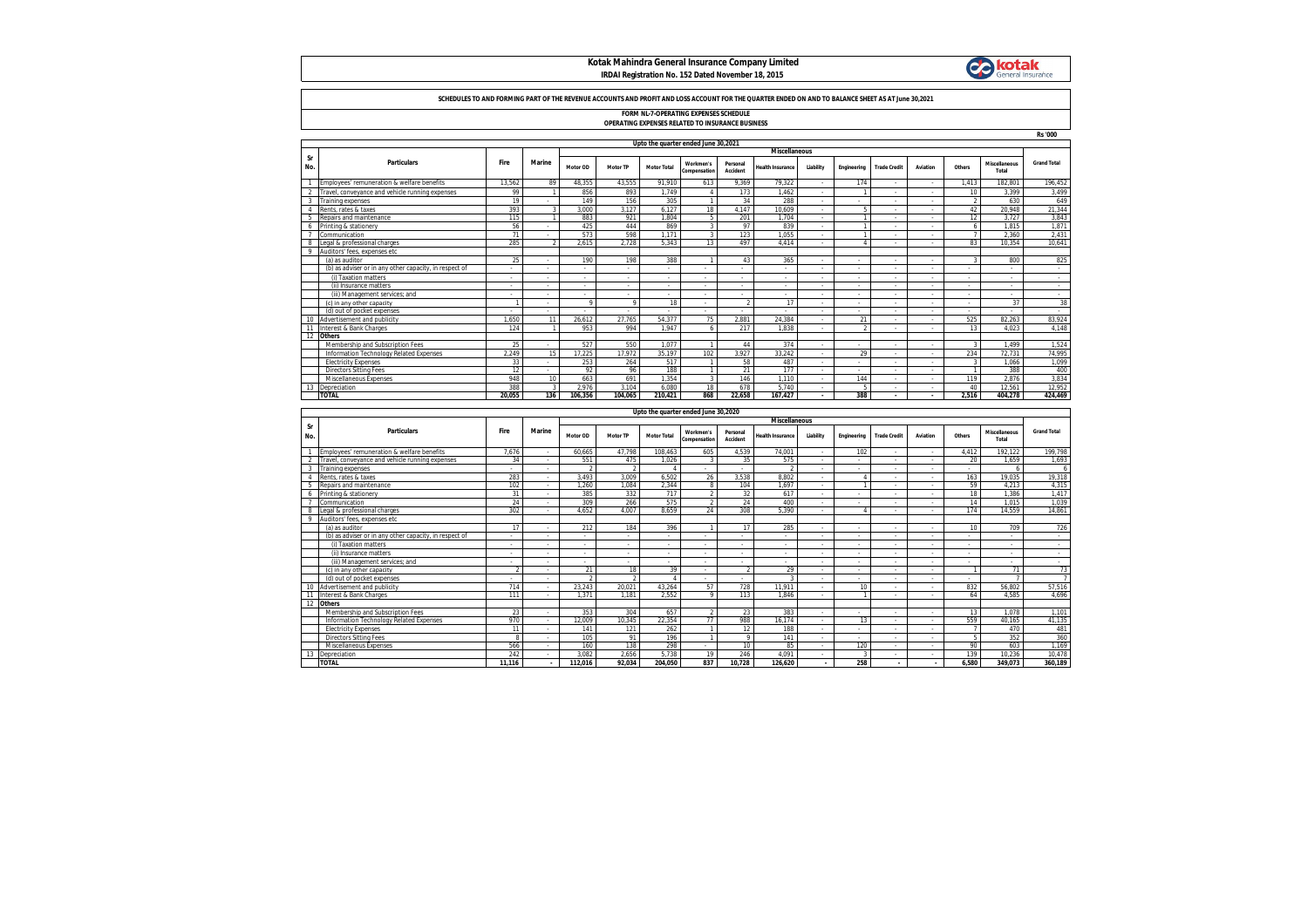# Kotak Mahindra General Insurance Company Limited

**IRDAI Registration No. 152 Dated November 18, 2015**

**SCHEDULES TO AND FORMING PART OF THE REVENUE ACCOUNTS AND PROFIT AND LOSS ACCOUNT FOR THE QUARTER ENDED ON AND TO BALANCE SHEET AS AT June 30,2021**

**FORM NL-7-OPERATING EXPENSES SCHEDULE**

**OPERATING EXPENSES RELATED TO INSURANCE BUSINESS**

Rs '000

| Upto the quarter ended June 30,2021 | | | | | | | | | | | | | | | | | |
|---|---|---|---|---|---|---|---|---|---|---|---|---|---|---|---|---|---|
| | | | | Miscellaneous | | | | | | | | | | | | | |
| Sr No. | Particulars | Fire | Marine | Motor OD | Motor TP | Motor Total | Workmen's Compensation | Personal Accident | Health Insurance | Liability | Engineering | Trade Credit | Aviation | Others | Miscellaneous Total | Grand Total |
| 1 | Employees' remuneration & welfare benefits | 13,562 | 89 | 48,355 | 43,555 | 91,910 | 613 | 9,369 | 79,322 | - | 174 | - | - | 1,413 | 182,801 | 196,452 |
| 2 | Travel, conveyance and vehicle running expenses | 99 | 1 | 856 | 893 | 1,749 | 4 | 173 | 1,462 | - | 1 | - | - | 10 | 3,399 | 3,499 |
| 3 | Training expenses | 19 | - | 149 | 156 | 305 | 1 | 34 | 288 | - | - | - | - | 2 | 630 | 649 |
| 4 | Rents, rates & taxes | 393 | 3 | 3,000 | 3,127 | 6,127 | 18 | 4,147 | 10,609 | - | 5 | - | - | 42 | 20,948 | 21,344 |
| 5 | Repairs and maintenance | 115 | 1 | 883 | 921 | 1,804 | 5 | 201 | 1,704 | - | 1 | - | - | 12 | 3,727 | 3,843 |
| 6 | Printing & stationery | 56 | - | 425 | 444 | 869 | 3 | 97 | 839 | - | 1 | - | - | 6 | 1,815 | 1,871 |
| 7 | Communication | 71 | - | 573 | 598 | 1,171 | 3 | 123 | 1,055 | - | 1 | - | - | 7 | 2,360 | 2,431 |
| 8 | Legal & professional charges | 285 | 2 | 2,615 | 2,728 | 5,343 | 13 | 497 | 4,414 | - | 4 | - | - | 83 | 10,354 | 10,641 |
| 9 | Auditors' fees, expenses etc | | | | | | | | | | | | | | | |
| | (a) as auditor | 25 | - | 190 | 198 | 388 | 1 | 43 | 365 | - | - | - | - | 3 | 800 | 825 |
| | (b) as adviser or in any other capacity, in respect of | - | - | - | - | - | - | - | - | - | - | - | - | - | - | - |
| | (i) Taxation matters | - | - | - | - | - | - | - | - | - | - | - | - | - | - | - |
| | (ii) Insurance matters | - | - | - | - | - | - | - | - | - | - | - | - | - | - | - |
| | (iii) Management services; and | - | - | - | - | - | - | - | - | - | - | - | - | - | - | - |
| | (c) in any other capacity | 1 | - | 9 | 9 | 18 | - | 2 | 17 | - | - | - | - | - | 37 | 38 |
| | (d) out of pocket expenses | - | - | - | - | - | - | - | - | - | - | - | - | - | - | - |
| 10 | Advertisement and publicity | 1,650 | 11 | 26,612 | 27,765 | 54,377 | 75 | 2,881 | 24,384 | - | 21 | - | - | 525 | 82,263 | 83,924 |
| 11 | Interest & Bank Charges | 124 | 1 | 953 | 994 | 1,947 | 6 | 217 | 1,838 | - | 2 | - | - | 13 | 4,023 | 4,148 |
| 12 | **Others** | | | | | | | | | | | | | | | |
| | Membership and Subscription Fees | 25 | - | 527 | 550 | 1,077 | 1 | 44 | 374 | - | - | - | - | 3 | 1,499 | 1,524 |
| | Information Technology Related Expenses | 2,249 | 15 | 17,225 | 17,972 | 35,197 | 102 | 3,927 | 33,242 | - | 29 | - | - | 234 | 72,731 | 74,995 |
| | Electricity Expenses | 33 | - | 253 | 264 | 517 | 1 | 58 | 487 | - | - | - | - | 3 | 1,066 | 1,099 |
| | Directors Sitting Fees | 12 | - | 92 | 96 | 188 | 1 | 21 | 177 | - | - | - | - | 1 | 388 | 400 |
| | Miscellaneous Expenses | 948 | 10 | 663 | 691 | 1,354 | 3 | 146 | 1,110 | - | 144 | - | - | 119 | 2,876 | 3,834 |
| 13 | Depreciation | 388 | 3 | 2,976 | 3,104 | 6,080 | 18 | 678 | 5,740 | - | 5 | - | - | 40 | 12,561 | 12,952 |
| | **TOTAL** | **20,055** | **136** | **106,356** | **104,065** | **210,421** | **868** | **22,658** | **167,427** | **-** | **388** | **-** | **-** | **2,516** | **404,278** | **424,469** |

| Upto the quarter ended June 30,2020 | | | | | | | | | | | | | | | | |
|---|---|---|---|---|---|---|---|---|---|---|---|---|---|---|---|---|
| | | | | Miscellaneous | | | | | | | | | | | | |
| Sr No. | Particulars | Fire | Marine | Motor OD | Motor TP | Motor Total | Workmen's Compensation | Personal Accident | Health Insurance | Liability | Engineering | Trade Credit | Aviation | Others | Miscellaneous Total | Grand Total |
| 1 | Employees' remuneration & welfare benefits | 7,676 | - | 60,665 | 47,798 | 108,463 | 605 | 4,539 | 74,001 | - | 102 | - | - | 4,412 | 192,122 | 199,798 |
| 2 | Travel, conveyance and vehicle running expenses | 34 | - | 551 | 475 | 1,026 | 3 | 35 | 575 | - | - | - | - | 20 | 1,659 | 1,693 |
| 3 | Training expenses | - | - | 2 | 2 | 4 | - | - | 2 | - | - | - | - | - | 6 | 6 |
| 4 | Rents, rates & taxes | 283 | - | 3,493 | 3,009 | 6,502 | 26 | 3,538 | 8,802 | - | 4 | - | - | 163 | 19,035 | 19,318 |
| 5 | Repairs and maintenance | 102 | - | 1,260 | 1,084 | 2,344 | 8 | 104 | 1,697 | - | 1 | - | - | 59 | 4,213 | 4,315 |
| 6 | Printing & stationery | 31 | - | 385 | 332 | 717 | 2 | 32 | 617 | - | - | - | - | 18 | 1,386 | 1,417 |
| 7 | Communication | 24 | - | 309 | 266 | 575 | 2 | 24 | 400 | - | - | - | - | 14 | 1,015 | 1,039 |
| 8 | Legal & professional charges | 302 | - | 4,652 | 4,007 | 8,659 | 24 | 308 | 5,390 | - | 4 | - | - | 174 | 14,559 | 14,861 |
| 9 | Auditors' fees, expenses etc | | | | | | | | | | | | | | | |
| | (a) as auditor | 17 | - | 212 | 184 | 396 | 1 | 17 | 285 | - | - | - | - | 10 | 709 | 726 |
| | (b) as adviser or in any other capacity, in respect of | - | - | - | - | - | - | - | - | - | - | - | - | - | - | - |
| | (i) Taxation matters | - | - | - | - | - | - | - | - | - | - | - | - | - | - | - |
| | (ii) Insurance matters | - | - | - | - | - | - | - | - | - | - | - | - | - | - | - |
| | (iii) Management services; and | - | - | - | - | - | - | - | - | - | - | - | - | - | - | - |
| | (c) in any other capacity | 2 | - | 21 | 18 | 39 | - | 2 | 29 | - | - | - | - | 1 | 71 | 73 |
| | (d) out of pocket expenses | - | - | 2 | 2 | 4 | - | - | 3 | - | - | - | - | - | 7 | 7 |
| 10 | Advertisement and publicity | 714 | - | 23,243 | 20,021 | 43,264 | 57 | 728 | 11,911 | - | 10 | - | - | 832 | 56,802 | 57,516 |
| 11 | Interest & Bank Charges | 111 | - | 1,371 | 1,181 | 2,552 | 9 | 113 | 1,846 | - | 1 | - | - | 64 | 4,585 | 4,696 |
| 12 | **Others** | | | | | | | | | | | | | | | |
| | Membership and Subscription Fees | 23 | - | 353 | 304 | 657 | 2 | 23 | 383 | - | - | - | - | 13 | 1,078 | 1,101 |
| | Information Technology Related Expenses | 970 | - | 12,009 | 10,345 | 22,354 | 77 | 988 | 16,174 | - | 13 | - | - | 559 | 40,165 | 41,135 |
| | Electricity Expenses | 11 | - | 141 | 121 | 262 | 1 | 12 | 188 | - | - | - | - | 7 | 470 | 481 |
| | Directors Sitting Fees | 8 | - | 105 | 91 | 196 | 1 | 9 | 141 | - | - | - | - | 5 | 352 | 360 |
| | Miscellaneous Expenses | 566 | - | 160 | 138 | 298 | - | 10 | 85 | - | 120 | - | - | 90 | 603 | 1,169 |
| 13 | Depreciation | 242 | - | 3,082 | 2,656 | 5,738 | 19 | 246 | 4,091 | - | 3 | - | - | 139 | 10,236 | 10,478 |
| | **TOTAL** | **11,116** | **-** | **112,016** | **92,034** | **204,050** | **837** | **10,728** | **126,620** | **-** | **258** | **-** | **-** | **6,580** | **349,073** | **360,189** |